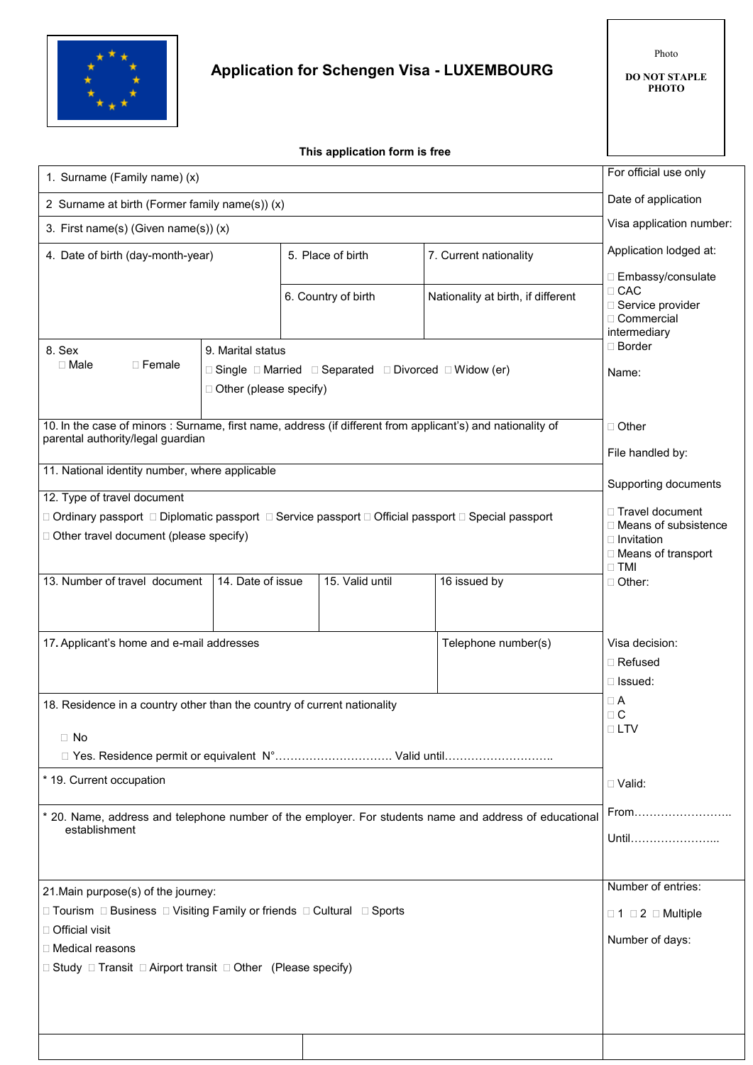# Application for Schengen Visa - LUXEMBOURG

Photo

**DO NOT STAPLE PHOTO**

**This application form is free**

| | For official use only |
|---|---|
| 1. Surname (Family name) (x) | Date of application |
| 2 Surname at birth (Former family name(s)) (x) | Visa application number: |
| 3. First name(s) (Given name(s)) (x) | Application lodged at: |
| 4. Date of birth (day-month-year) / 5. Place of birth / 7. Current nationality / 6. Country of birth / Nationality at birth, if different | ☐ Embassy/consulate ☐ CAC ☐ Service provider ☐ Commercial intermediary ☐ Border |
| 8. Sex ☐ Male ☐ Female / 9. Marital status ☐ Single ☐ Married ☐ Separated ☐ Divorced ☐ Widow (er) ☐ Other (please specify) | Name: |
| 10. In the case of minors : Surname, first name, address (if different from applicant's) and nationality of parental authority/legal guardian | ☐ Other |
| 11. National identity number, where applicable | File handled by: |
| 12. Type of travel document ☐ Ordinary passport ☐ Diplomatic passport ☐ Service passport ☐ Official passport ☐ Special passport ☐ Other travel document (please specify) | Supporting documents ☐ Travel document ☐ Means of subsistence ☐ Invitation ☐ Means of transport ☐ TMI |
| 13. Number of travel document / 14. Date of issue / 15. Valid until / 16 issued by | ☐ Other: |
| 17. Applicant's home and e-mail addresses / Telephone number(s) | Visa decision: ☐ Refused ☐ Issued: |
| 18. Residence in a country other than the country of current nationality ☐ No ☐ Yes. Residence permit or equivalent N°………………………… Valid until……………………….. | ☐ A ☐ C ☐ LTV |
| * 19. Current occupation | ☐ Valid: |
| * 20. Name, address and telephone number of the employer. For students name and address of educational establishment | From…………………….. Until…………………... |
| 21. Main purpose(s) of the journey: ☐ Tourism ☐ Business ☐ Visiting Family or friends ☐ Cultural ☐ Sports ☐ Official visit ☐ Medical reasons ☐ Study ☐ Transit ☐ Airport transit ☐ Other (Please specify) | Number of entries: ☐ 1 ☐ 2 ☐ Multiple Number of days: |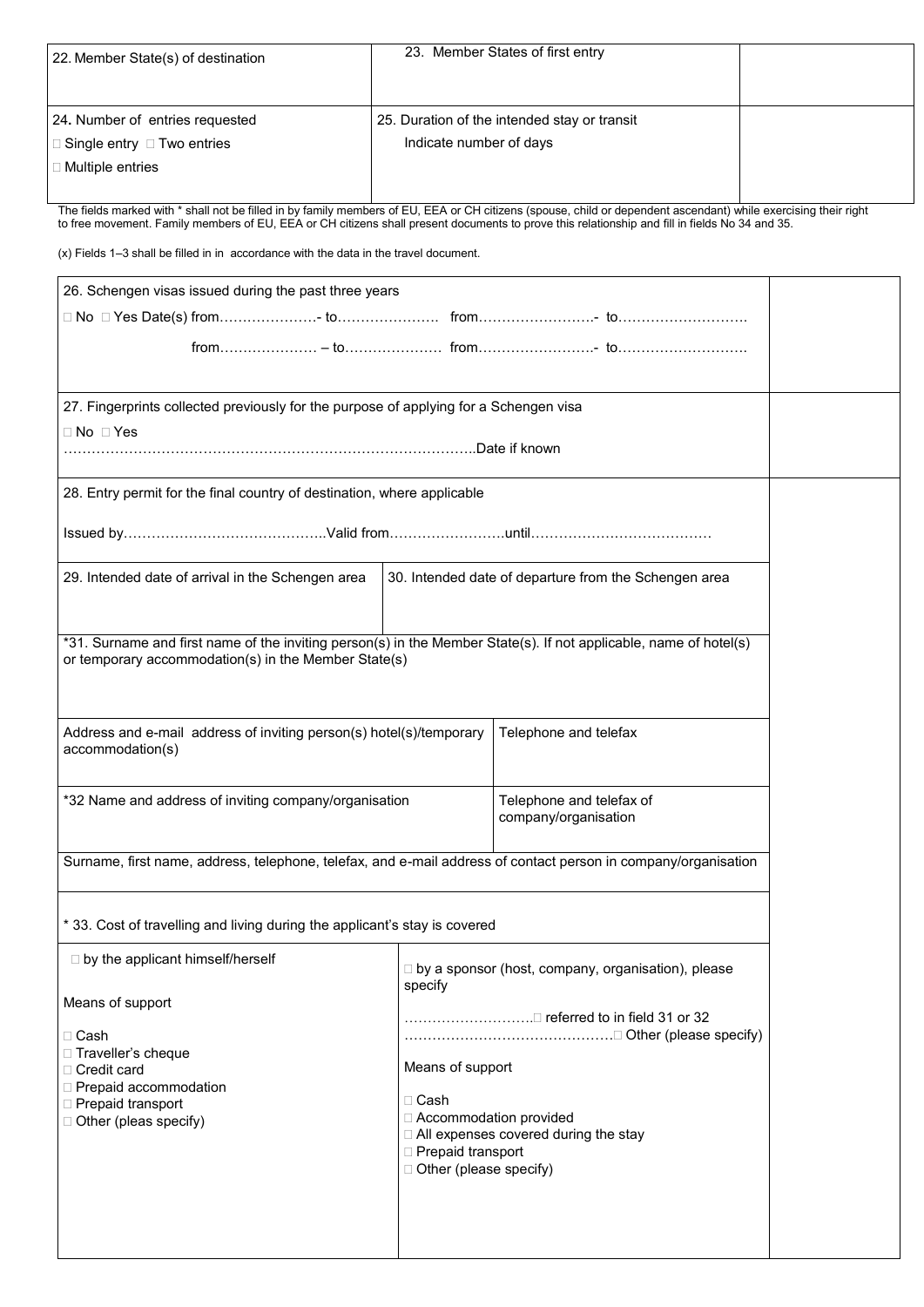| 22. Member State(s) of destination | 23. Member States of first entry | |
|---|---|---|
| 24. Number of entries requested<br>□ Single entry □ Two entries<br>□ Multiple entries | 25. Duration of the intended stay or transit<br>Indicate number of days | |

The fields marked with * shall not be filled in by family members of EU, EEA or CH citizens (spouse, child or dependent ascendant) while exercising their right to free movement. Family members of EU, EEA or CH citizens shall present documents to prove this relationship and fill in fields No 34 and 35.

(x) Fields 1–3 shall be filled in in accordance with the data in the travel document.

| | | |
|---|---|---|
| 26. Schengen visas issued during the past three years<br>□ No □ Yes Date(s) from…………………- to…………………. from…………………….- to……………………….<br>from………………… – to………………… from…………………….- to………………………. | | |
| 27. Fingerprints collected previously for the purpose of applying for a Schengen visa<br>□ No □ Yes<br>……………………………………………………………………………..Date if known | | |
| 28. Entry permit for the final country of destination, where applicable<br>Issued by……………………………………..Valid from…………………….until………………………………… | | |
| 29. Intended date of arrival in the Schengen area | 30. Intended date of departure from the Schengen area | |
| *31. Surname and first name of the inviting person(s) in the Member State(s). If not applicable, name of hotel(s) or temporary accommodation(s) in the Member State(s) | | |
| Address and e-mail address of inviting person(s) hotel(s)/temporary accommodation(s) | Telephone and telefax | |
| *32 Name and address of inviting company/organisation | Telephone and telefax of company/organisation | |
| Surname, first name, address, telephone, telefax, and e-mail address of contact person in company/organisation | | |
| * 33. Cost of travelling and living during the applicant's stay is covered | | |
| □ by the applicant himself/herself<br>Means of support<br>□ Cash<br>□ Traveller's cheque<br>□ Credit card<br>□ Prepaid accommodation<br>□ Prepaid transport<br>□ Other (pleas specify) | □ by a sponsor (host, company, organisation), please specify<br>……………………….□ referred to in field 31 or 32<br>………………………………………□ Other (please specify)<br>Means of support<br>□ Cash<br>□ Accommodation provided<br>□ All expenses covered during the stay<br>□ Prepaid transport<br>□ Other (please specify) | |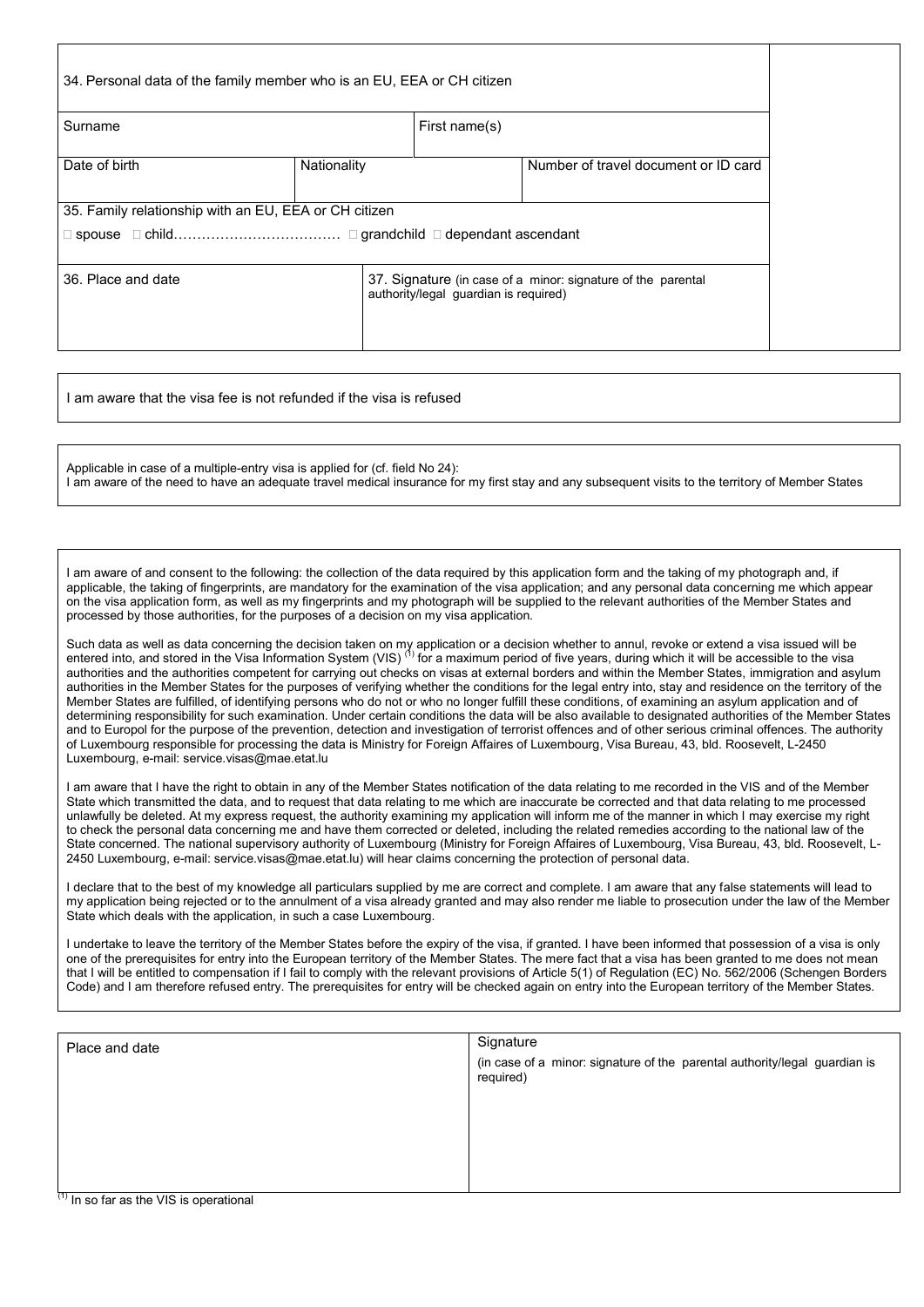| 34. Personal data of the family member who is an EU, EEA or CH citizen | | | |
|---|---|---|---|
| Surname | | First name(s) | |
| Date of birth | Nationality | | Number of travel document or ID card |
| 35. Family relationship with an EU, EEA or CH citizen<br>□ spouse □ child……………………………… □ grandchild □ dependant ascendant | | | |
| 36. Place and date | | 37. Signature (in case of a minor: signature of the parental authority/legal guardian is required) | |

I am aware that the visa fee is not refunded if the visa is refused

Applicable in case of a multiple-entry visa is applied for (cf. field No 24):
I am aware of the need to have an adequate travel medical insurance for my first stay and any subsequent visits to the territory of Member States

I am aware of and consent to the following: the collection of the data required by this application form and the taking of my photograph and, if applicable, the taking of fingerprints, are mandatory for the examination of the visa application; and any personal data concerning me which appear on the visa application form, as well as my fingerprints and my photograph will be supplied to the relevant authorities of the Member States and processed by those authorities, for the purposes of a decision on my visa application.

Such data as well as data concerning the decision taken on my application or a decision whether to annul, revoke or extend a visa issued will be entered into, and stored in the Visa Information System (VIS) [1] for a maximum period of five years, during which it will be accessible to the visa authorities and the authorities competent for carrying out checks on visas at external borders and within the Member States, immigration and asylum authorities in the Member States for the purposes of verifying whether the conditions for the legal entry into, stay and residence on the territory of the Member States are fulfilled, of identifying persons who do not or who no longer fulfill these conditions, of examining an asylum application and of determining responsibility for such examination. Under certain conditions the data will be also available to designated authorities of the Member States and to Europol for the purpose of the prevention, detection and investigation of terrorist offences and of other serious criminal offences. The authority of Luxembourg responsible for processing the data is Ministry for Foreign Affaires of Luxembourg, Visa Bureau, 43, bld. Roosevelt, L-2450 Luxembourg, e-mail: service.visas@mae.etat.lu

I am aware that I have the right to obtain in any of the Member States notification of the data relating to me recorded in the VIS and of the Member State which transmitted the data, and to request that data relating to me which are inaccurate be corrected and that data relating to me processed unlawfully be deleted. At my express request, the authority examining my application will inform me of the manner in which I may exercise my right to check the personal data concerning me and have them corrected or deleted, including the related remedies according to the national law of the State concerned. The national supervisory authority of Luxembourg (Ministry for Foreign Affaires of Luxembourg, Visa Bureau, 43, bld. Roosevelt, L-2450 Luxembourg, e-mail: service.visas@mae.etat.lu) will hear claims concerning the protection of personal data.

I declare that to the best of my knowledge all particulars supplied by me are correct and complete. I am aware that any false statements will lead to my application being rejected or to the annulment of a visa already granted and may also render me liable to prosecution under the law of the Member State which deals with the application, in such a case Luxembourg.

I undertake to leave the territory of the Member States before the expiry of the visa, if granted. I have been informed that possession of a visa is only one of the prerequisites for entry into the European territory of the Member States. The mere fact that a visa has been granted to me does not mean that I will be entitled to compensation if I fail to comply with the relevant provisions of Article 5(1) of Regulation (EC) No. 562/2006 (Schengen Borders Code) and I am therefore refused entry. The prerequisites for entry will be checked again on entry into the European territory of the Member States.

| Place and date | Signature (in case of a minor: signature of the parental authority/legal guardian is required) |
|---|---|
| | |

[1] In so far as the VIS is operational